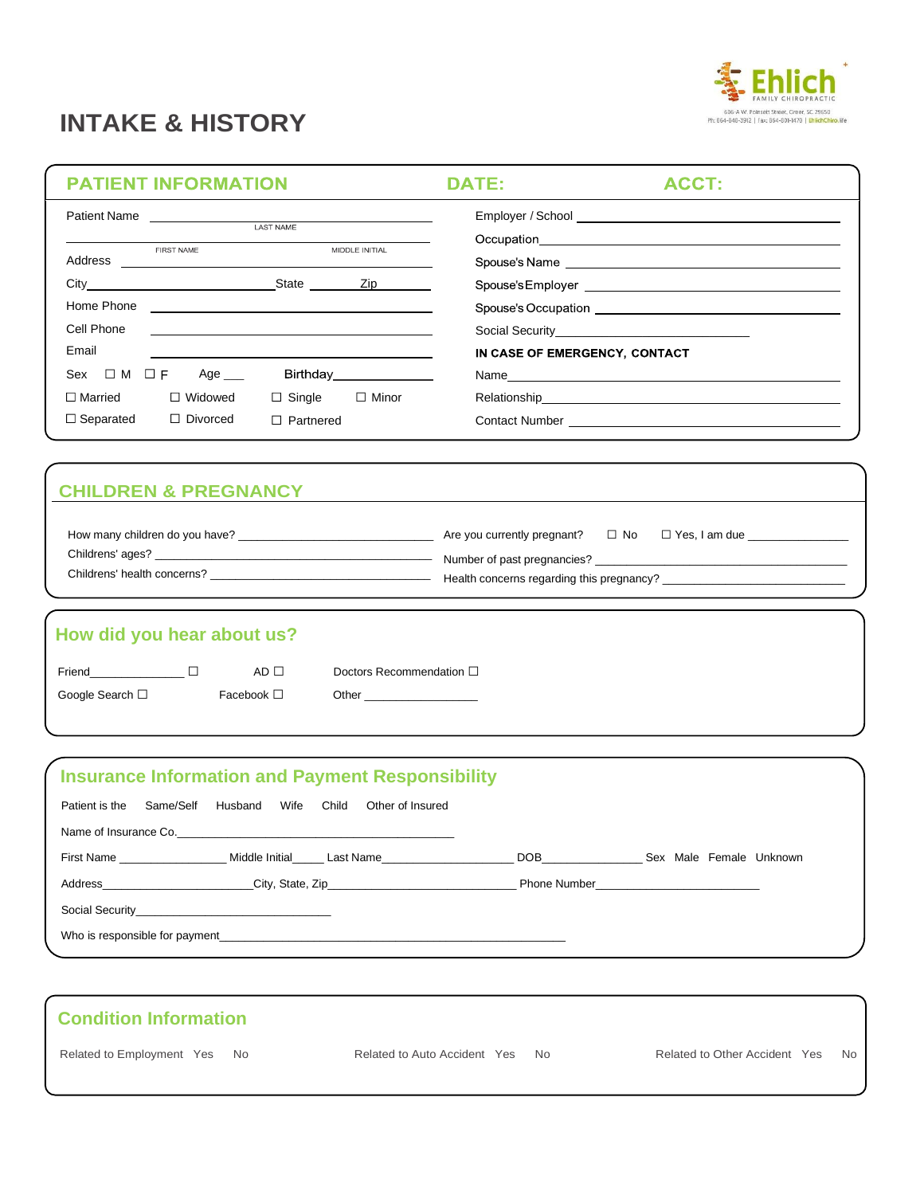Ehlich FAMILY CHIROPRACTIC
606-A W. Poinsett Street, Greer, SC 29650
Ph: 864-848-3912 | Fax: 864-801-1470 | EhlichChiro.life

# INTAKE & HISTORY

## PATIENT INFORMATION

**DATE:** 

**ACCT:** 

Patient Name ______________________
LAST NAME

______________________
FIRST NAME MIDDLE INITIAL

Address ______________________

City______________________State ________ Zip________

Home Phone ______________________

Cell Phone ______________________

Email ______________________

Sex ☐ M ☐ F Age ___ Birthday______________

☐ Married ☐ Widowed ☐ Single ☐ Minor

☐ Separated ☐ Divorced ☐ Partnered

Employer / School ______________________

Occupation______________________

Spouse's Name ______________________

Spouse's Employer ______________________

Spouse's Occupation ______________________

Social Security______________________

**IN CASE OF EMERGENCY, CONTACT**

Name______________________

Relationship______________________

Contact Number ______________________

## CHILDREN & PREGNANCY

How many children do you have? ______________________

Childrens' ages? ______________________

Childrens' health concerns? ______________________

Are you currently pregnant? ☐ No ☐ Yes, I am due ______________

Number of past pregnancies? ______________________

Health concerns regarding this pregnancy? ______________________

## How did you hear about us?

Friend______________ ☐ AD ☐ Doctors Recommendation ☐

Google Search ☐ Facebook ☐ Other ________________

## Insurance Information and Payment Responsibility

Patient is the Same/Self Husband Wife Child Other of Insured

Name of Insurance Co.______________________

First Name ______________ Middle Initial_____ Last Name__________________ DOB______________ Sex Male Female Unknown

Address______________________City, State, Zip______________________ Phone Number______________________

Social Security______________________

Who is responsible for payment______________________

## Condition Information

Related to Employment Yes No

Related to Auto Accident Yes No

Related to Other Accident Yes No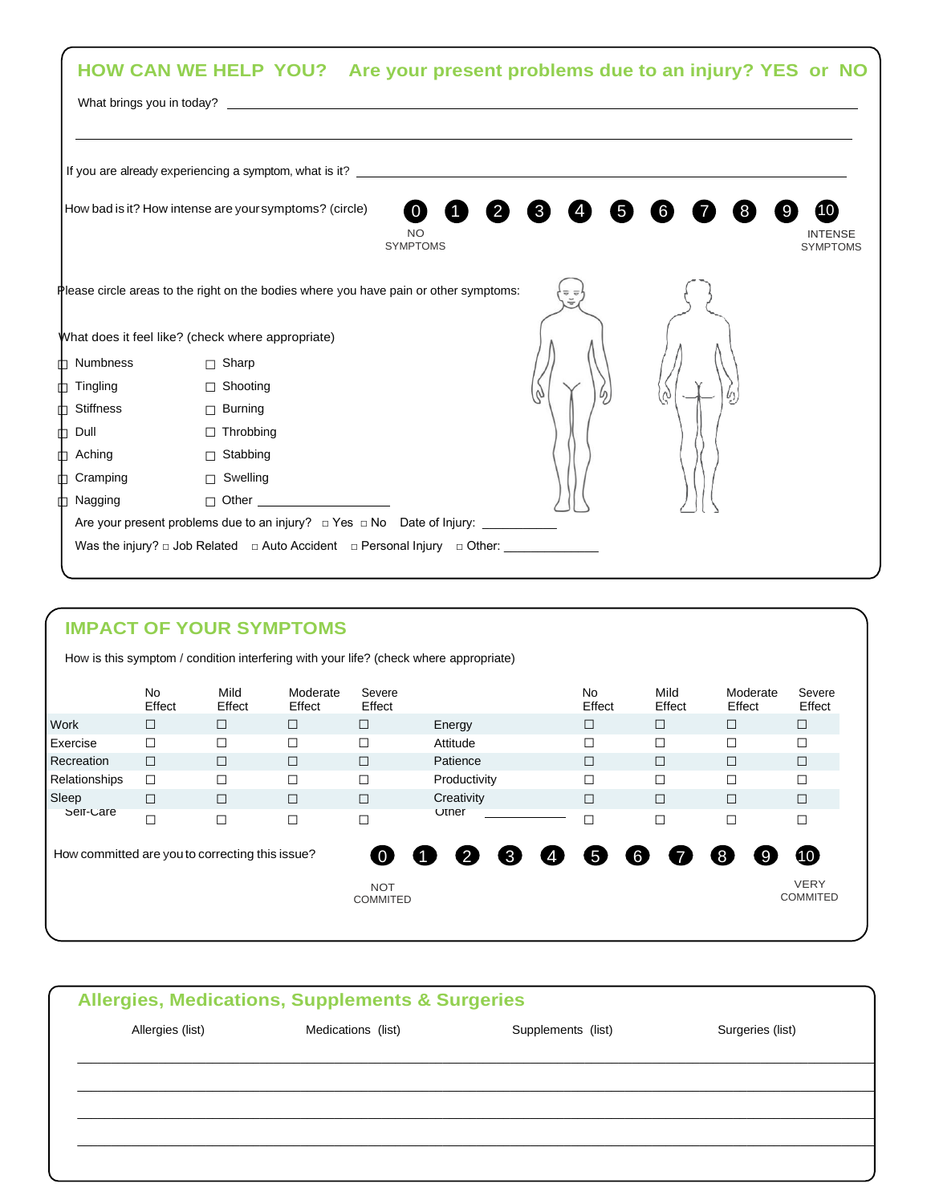## HOW CAN WE HELP YOU? Are your present problems due to an injury? YES or NO

What brings you in today? ______________________________________________

______________________________________________

If you are already experiencing a symptom, what is it? ______________________________________________

How bad is it? How intense are your symptoms? (circle) 0 1 2 3 4 5 6 7 8 9 10

NO SYMPTOMS — INTENSE SYMPTOMS

Please circle areas to the right on the bodies where you have pain or other symptoms:

What does it feel like? (check where appropriate)

| | |
|---|---|
| ☐ Numbness | ☐ Sharp |
| ☐ Tingling | ☐ Shooting |
| ☐ Stiffness | ☐ Burning |
| ☐ Dull | ☐ Throbbing |
| ☐ Aching | ☐ Stabbing |
| ☐ Cramping | ☐ Swelling |
| ☐ Nagging | ☐ Other ____________ |

Are your present problems due to an injury? ☐ Yes ☐ No Date of Injury: ____________

Was the injury? ☐ Job Related ☐ Auto Accident ☐ Personal Injury ☐ Other: ____________

## IMPACT OF YOUR SYMPTOMS

How is this symptom / condition interfering with your life? (check where appropriate)

| | No Effect | Mild Effect | Moderate Effect | Severe Effect | | No Effect | Mild Effect | Moderate Effect | Severe Effect |
|---|---|---|---|---|---|---|---|---|---|
| Work | ☐ | ☐ | ☐ | ☐ | Energy | ☐ | ☐ | ☐ | ☐ |
| Exercise | ☐ | ☐ | ☐ | ☐ | Attitude | ☐ | ☐ | ☐ | ☐ |
| Recreation | ☐ | ☐ | ☐ | ☐ | Patience | ☐ | ☐ | ☐ | ☐ |
| Relationships | ☐ | ☐ | ☐ | ☐ | Productivity | ☐ | ☐ | ☐ | ☐ |
| Sleep | ☐ | ☐ | ☐ | ☐ | Creativity | ☐ | ☐ | ☐ | ☐ |
| Self-Care | ☐ | ☐ | ☐ | ☐ | Other ____________ | ☐ | ☐ | ☐ | ☐ |

How committed are you to correcting this issue? 0 1 2 3 4 5 6 7 8 9 10

NOT COMMITED — VERY COMMITED

## Allergies, Medications, Supplements & Surgeries

| Allergies (list) | Medications (list) | Supplements (list) | Surgeries (list) |
|---|---|---|---|
| | | | |
| | | | |
| | | | |
| | | | |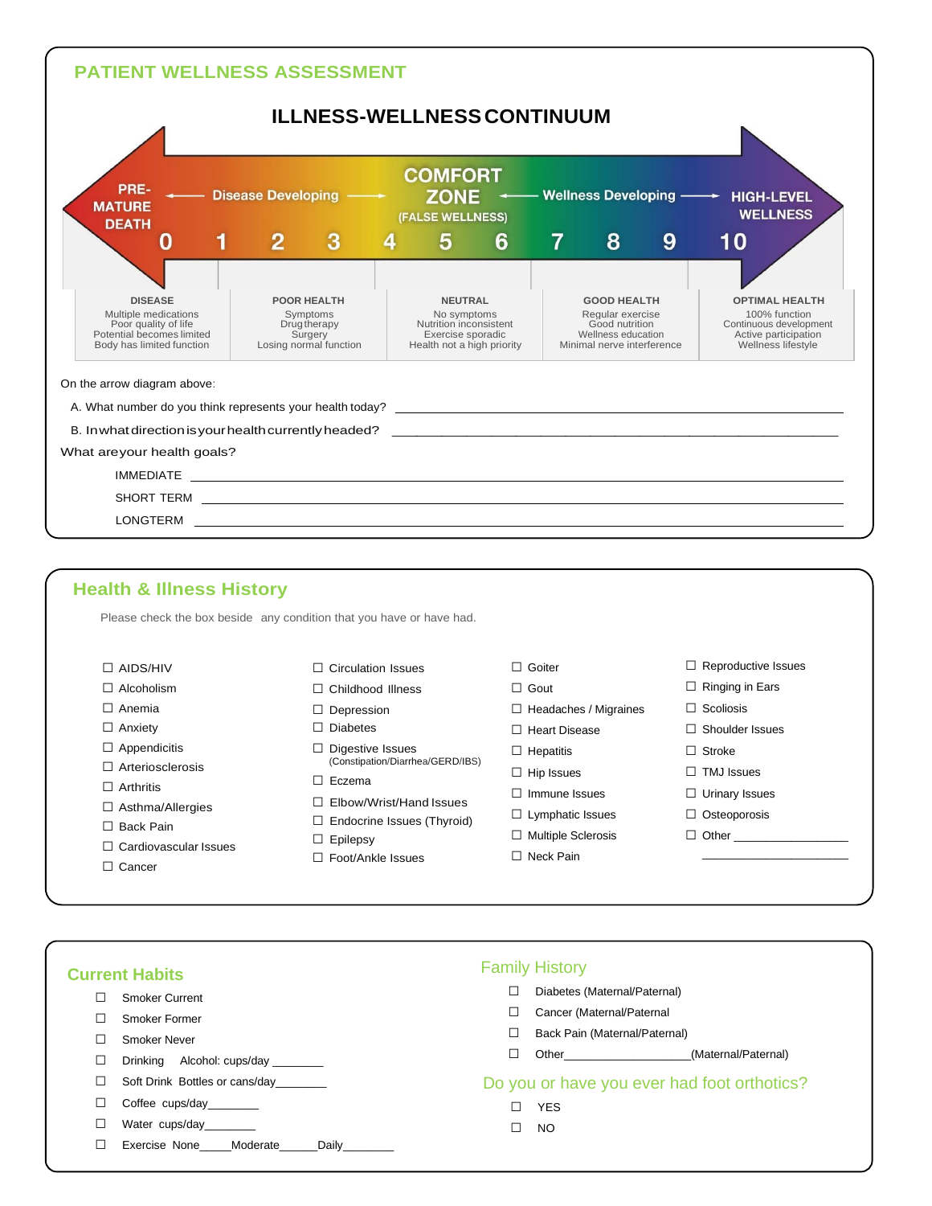## PATIENT WELLNESS ASSESSMENT

### ILLNESS-WELLNESS CONTINUUM

PRE-MATURE DEATH ← Disease Developing → COMFORT ZONE (FALSE WELLNESS) ← Wellness Developing → HIGH-LEVEL WELLNESS

0 1 2 3 4 5 6 7 8 9 10

| DISEASE | POOR HEALTH | NEUTRAL | GOOD HEALTH | OPTIMAL HEALTH |
|---|---|---|---|---|
| Multiple medications<br>Poor quality of life<br>Potential becomes limited<br>Body has limited function | Symptoms<br>Drug therapy<br>Surgery<br>Losing normal function | No symptoms<br>Nutrition inconsistent<br>Exercise sporadic<br>Health not a high priority | Regular exercise<br>Good nutrition<br>Wellness education<br>Minimal nerve interference | 100% function<br>Continuous development<br>Active participation<br>Wellness lifestyle |

On the arrow diagram above:

A. What number do you think represents your health today? ______________________________

B. In what direction is your health currently headed? ______________________________

What are your health goals?

IMMEDIATE ______________________________

SHORT TERM ______________________________

LONGTERM ______________________________

## Health & Illness History

Please check the box beside any condition that you have or have had.

- ☐ AIDS/HIV
- ☐ Alcoholism
- ☐ Anemia
- ☐ Anxiety
- ☐ Appendicitis
- ☐ Arteriosclerosis
- ☐ Arthritis
- ☐ Asthma/Allergies
- ☐ Back Pain
- ☐ Cardiovascular Issues
- ☐ Cancer
- ☐ Circulation Issues
- ☐ Childhood Illness
- ☐ Depression
- ☐ Diabetes
- ☐ Digestive Issues (Constipation/Diarrhea/GERD/IBS)
- ☐ Eczema
- ☐ Elbow/Wrist/Hand Issues
- ☐ Endocrine Issues (Thyroid)
- ☐ Epilepsy
- ☐ Foot/Ankle Issues
- ☐ Goiter
- ☐ Gout
- ☐ Headaches / Migraines
- ☐ Heart Disease
- ☐ Hepatitis
- ☐ Hip Issues
- ☐ Immune Issues
- ☐ Lymphatic Issues
- ☐ Multiple Sclerosis
- ☐ Neck Pain
- ☐ Reproductive Issues
- ☐ Ringing in Ears
- ☐ Scoliosis
- ☐ Shoulder Issues
- ☐ Stroke
- ☐ TMJ Issues
- ☐ Urinary Issues
- ☐ Osteoporosis
- ☐ Other ____________________ ____________________

## Current Habits

- ☐ Smoker Current
- ☐ Smoker Former
- ☐ Smoker Never
- ☐ Drinking Alcohol: cups/day ________
- ☐ Soft Drink Bottles or cans/day________
- ☐ Coffee cups/day________
- ☐ Water cups/day________
- ☐ Exercise None_____Moderate______Daily________

## Family History

- ☐ Diabetes (Maternal/Paternal)
- ☐ Cancer (Maternal/Paternal
- ☐ Back Pain (Maternal/Paternal)
- ☐ Other____________________(Maternal/Paternal)

## Do you or have you ever had foot orthotics?

- ☐ YES
- ☐ NO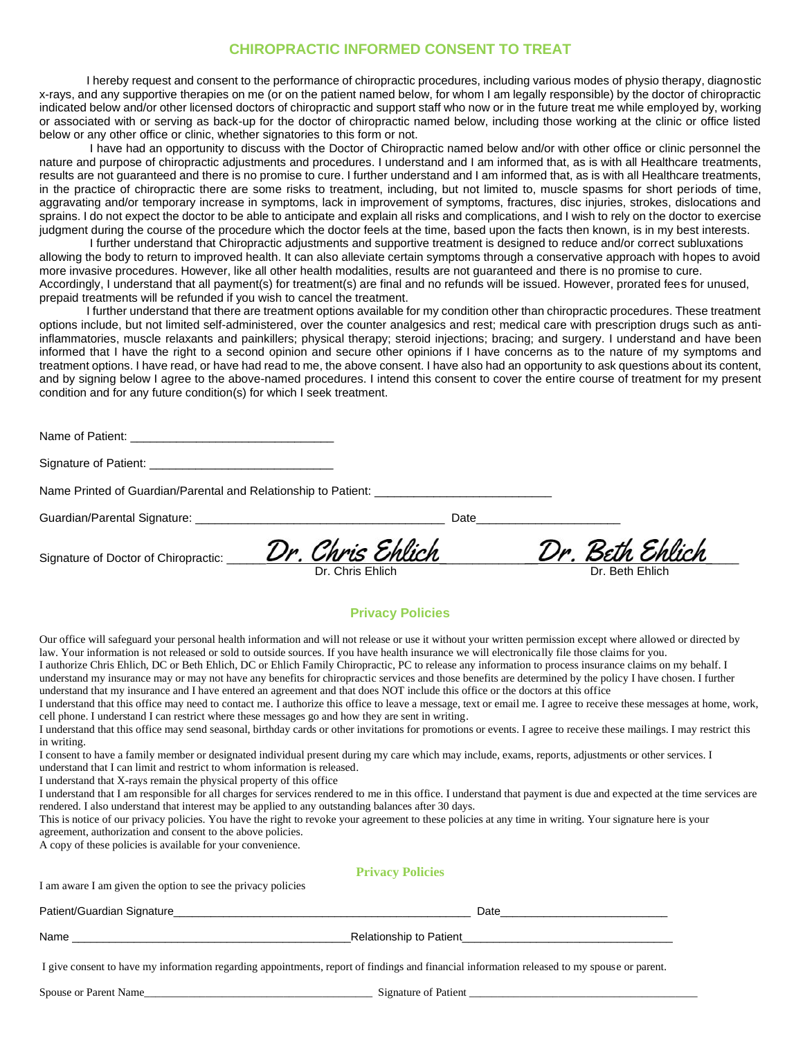## CHIROPRACTIC INFORMED CONSENT TO TREAT

I hereby request and consent to the performance of chiropractic procedures, including various modes of physio therapy, diagnostic x-rays, and any supportive therapies on me (or on the patient named below, for whom I am legally responsible) by the doctor of chiropractic indicated below and/or other licensed doctors of chiropractic and support staff who now or in the future treat me while employed by, working or associated with or serving as back-up for the doctor of chiropractic named below, including those working at the clinic or office listed below or any other office or clinic, whether signatories to this form or not.

I have had an opportunity to discuss with the Doctor of Chiropractic named below and/or with other office or clinic personnel the nature and purpose of chiropractic adjustments and procedures. I understand and I am informed that, as is with all Healthcare treatments, results are not guaranteed and there is no promise to cure. I further understand and I am informed that, as is with all Healthcare treatments, in the practice of chiropractic there are some risks to treatment, including, but not limited to, muscle spasms for short periods of time, aggravating and/or temporary increase in symptoms, lack in improvement of symptoms, fractures, disc injuries, strokes, dislocations and sprains. I do not expect the doctor to be able to anticipate and explain all risks and complications, and I wish to rely on the doctor to exercise judgment during the course of the procedure which the doctor feels at the time, based upon the facts then known, is in my best interests.

I further understand that Chiropractic adjustments and supportive treatment is designed to reduce and/or correct subluxations allowing the body to return to improved health. It can also alleviate certain symptoms through a conservative approach with hopes to avoid more invasive procedures. However, like all other health modalities, results are not guaranteed and there is no promise to cure. Accordingly, I understand that all payment(s) for treatment(s) are final and no refunds will be issued. However, prorated fees for unused, prepaid treatments will be refunded if you wish to cancel the treatment.

I further understand that there are treatment options available for my condition other than chiropractic procedures. These treatment options include, but not limited self-administered, over the counter analgesics and rest; medical care with prescription drugs such as anti-inflammatories, muscle relaxants and painkillers; physical therapy; steroid injections; bracing; and surgery. I understand and have been informed that I have the right to a second opinion and secure other opinions if I have concerns as to the nature of my symptoms and treatment options. I have read, or have had read to me, the above consent. I have also had an opportunity to ask questions about its content, and by signing below I agree to the above-named procedures. I intend this consent to cover the entire course of treatment for my present condition and for any future condition(s) for which I seek treatment.

Name of Patient: ______________________________

Signature of Patient: ____________________________

Name Printed of Guardian/Parental and Relationship to Patient: __________________________

Guardian/Parental Signature: _____________________________________ Date_____________________

Signature of Doctor of Chiropractic: *Dr. Chris Ehlich* (Dr. Chris Ehlich) *Dr. Beth Ehlich* (Dr. Beth Ehlich)

## Privacy Policies

Our office will safeguard your personal health information and will not release or use it without your written permission except where allowed or directed by law. Your information is not released or sold to outside sources. If you have health insurance we will electronically file those claims for you.

I authorize Chris Ehlich, DC or Beth Ehlich, DC or Ehlich Family Chiropractic, PC to release any information to process insurance claims on my behalf. I understand my insurance may or may not have any benefits for chiropractic services and those benefits are determined by the policy I have chosen. I further understand that my insurance and I have entered an agreement and that does NOT include this office or the doctors at this office

I understand that this office may need to contact me. I authorize this office to leave a message, text or email me. I agree to receive these messages at home, work, cell phone. I understand I can restrict where these messages go and how they are sent in writing.

I understand that this office may send seasonal, birthday cards or other invitations for promotions or events. I agree to receive these mailings. I may restrict this in writing.

I consent to have a family member or designated individual present during my care which may include, exams, reports, adjustments or other services. I understand that I can limit and restrict to whom information is released.

I understand that X-rays remain the physical property of this office

I understand that I am responsible for all charges for services rendered to me in this office. I understand that payment is due and expected at the time services are rendered. I also understand that interest may be applied to any outstanding balances after 30 days.

This is notice of our privacy policies. You have the right to revoke your agreement to these policies at any time in writing. Your signature here is your agreement, authorization and consent to the above policies.

A copy of these policies is available for your convenience.

## Privacy Policies

I am aware I am given the option to see the privacy policies

Patient/Guardian Signature_______________________________________________ Date__________________________

Name ____________________________________________Relationship to Patient_________________________________

I give consent to have my information regarding appointments, report of findings and financial information released to my spouse or parent.

Spouse or Parent Name_______________________________________ Signature of Patient ________________________________________